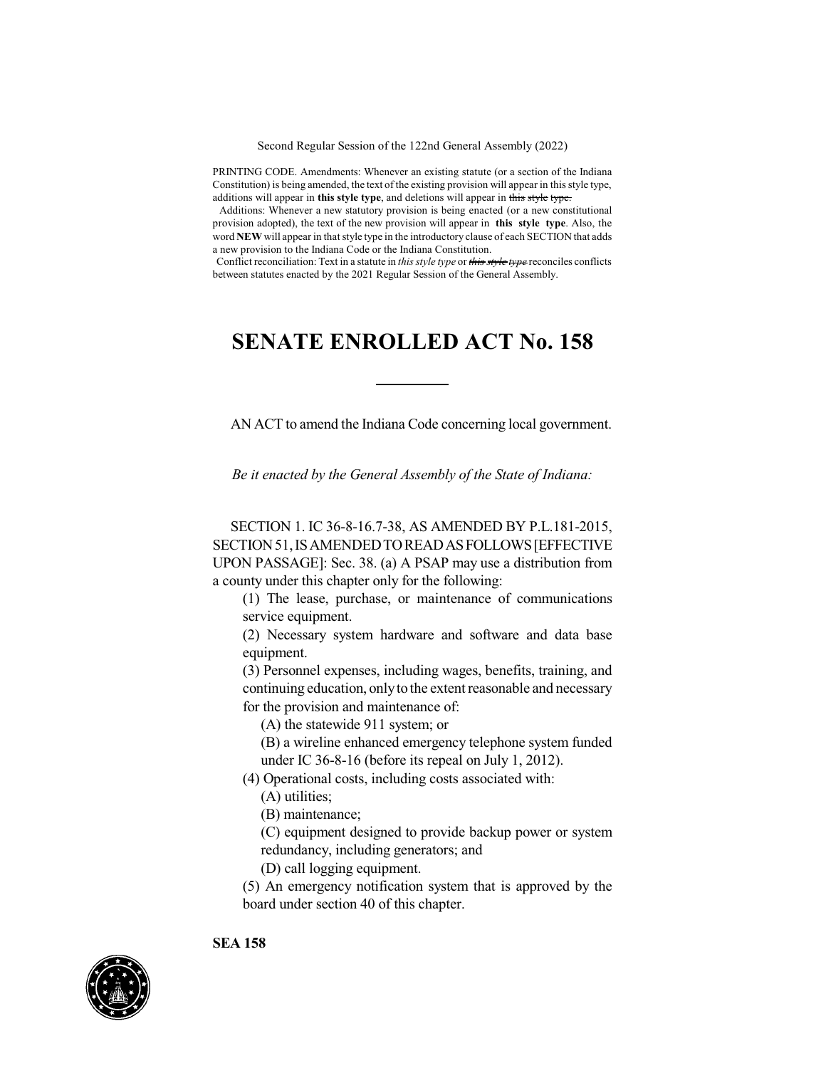Second Regular Session of the 122nd General Assembly (2022)

PRINTING CODE. Amendments: Whenever an existing statute (or a section of the Indiana Constitution) is being amended, the text of the existing provision will appear in this style type, additions will appear in **this style type**, and deletions will appear in ~~this style type.~~

Additions: Whenever a new statutory provision is being enacted (or a new constitutional provision adopted), the text of the new provision will appear in **this style type**. Also, the word **NEW** will appear in that style type in the introductory clause of each SECTION that adds a new provision to the Indiana Code or the Indiana Constitution.

Conflict reconciliation: Text in a statute in *this style type* or ~~*this style type*~~ reconciles conflicts between statutes enacted by the 2021 Regular Session of the General Assembly.

# SENATE ENROLLED ACT No. 158

AN ACT to amend the Indiana Code concerning local government.

*Be it enacted by the General Assembly of the State of Indiana:*

SECTION 1. IC 36-8-16.7-38, AS AMENDED BY P.L.181-2015, SECTION 51, IS AMENDED TO READ AS FOLLOWS [EFFECTIVE UPON PASSAGE]: Sec. 38. (a) A PSAP may use a distribution from a county under this chapter only for the following:

(1) The lease, purchase, or maintenance of communications service equipment.

(2) Necessary system hardware and software and data base equipment.

(3) Personnel expenses, including wages, benefits, training, and continuing education, only to the extent reasonable and necessary for the provision and maintenance of:

(A) the statewide 911 system; or

(B) a wireline enhanced emergency telephone system funded under IC 36-8-16 (before its repeal on July 1, 2012).

(4) Operational costs, including costs associated with:

(A) utilities;

(B) maintenance;

(C) equipment designed to provide backup power or system redundancy, including generators; and

(D) call logging equipment.

(5) An emergency notification system that is approved by the board under section 40 of this chapter.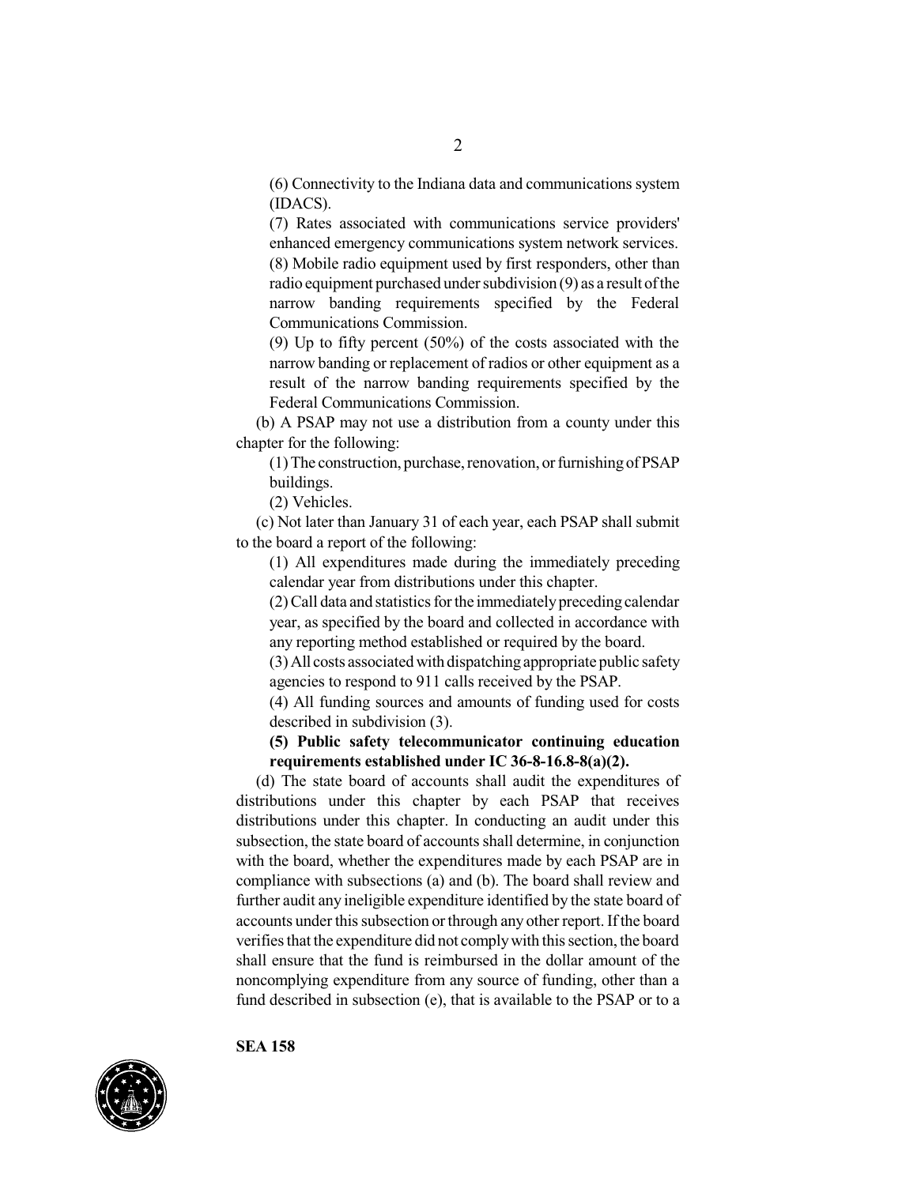(6) Connectivity to the Indiana data and communications system (IDACS).

(7) Rates associated with communications service providers' enhanced emergency communications system network services.

(8) Mobile radio equipment used by first responders, other than radio equipment purchased under subdivision (9) as a result of the narrow banding requirements specified by the Federal Communications Commission.

(9) Up to fifty percent (50%) of the costs associated with the narrow banding or replacement of radios or other equipment as a result of the narrow banding requirements specified by the Federal Communications Commission.

(b) A PSAP may not use a distribution from a county under this chapter for the following:

(1) The construction, purchase, renovation, or furnishing of PSAP buildings.

(2) Vehicles.

(c) Not later than January 31 of each year, each PSAP shall submit to the board a report of the following:

(1) All expenditures made during the immediately preceding calendar year from distributions under this chapter.

(2) Call data and statistics for the immediately preceding calendar year, as specified by the board and collected in accordance with any reporting method established or required by the board.

(3) All costs associated with dispatching appropriate public safety agencies to respond to 911 calls received by the PSAP.

(4) All funding sources and amounts of funding used for costs described in subdivision (3).

**(5) Public safety telecommunicator continuing education requirements established under IC 36-8-16.8-8(a)(2).**

(d) The state board of accounts shall audit the expenditures of distributions under this chapter by each PSAP that receives distributions under this chapter. In conducting an audit under this subsection, the state board of accounts shall determine, in conjunction with the board, whether the expenditures made by each PSAP are in compliance with subsections (a) and (b). The board shall review and further audit any ineligible expenditure identified by the state board of accounts under this subsection or through any other report. If the board verifies that the expenditure did not comply with this section, the board shall ensure that the fund is reimbursed in the dollar amount of the noncomplying expenditure from any source of funding, other than a fund described in subsection (e), that is available to the PSAP or to a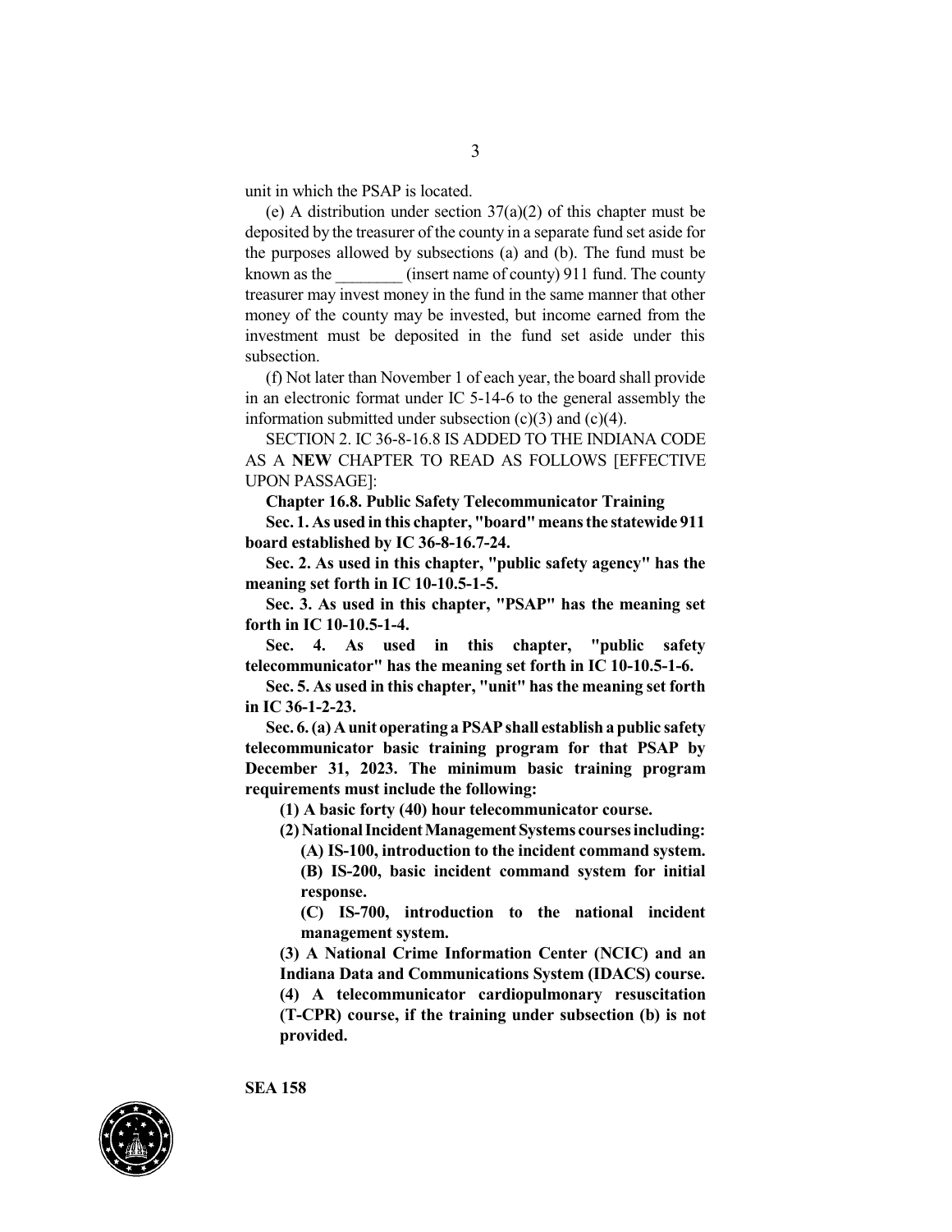unit in which the PSAP is located.

(e) A distribution under section 37(a)(2) of this chapter must be deposited by the treasurer of the county in a separate fund set aside for the purposes allowed by subsections (a) and (b). The fund must be known as the ________ (insert name of county) 911 fund. The county treasurer may invest money in the fund in the same manner that other money of the county may be invested, but income earned from the investment must be deposited in the fund set aside under this subsection.

(f) Not later than November 1 of each year, the board shall provide in an electronic format under IC 5-14-6 to the general assembly the information submitted under subsection (c)(3) and (c)(4).

SECTION 2. IC 36-8-16.8 IS ADDED TO THE INDIANA CODE AS A **NEW** CHAPTER TO READ AS FOLLOWS [EFFECTIVE UPON PASSAGE]:

**Chapter 16.8. Public Safety Telecommunicator Training**

**Sec. 1. As used in this chapter, "board" means the statewide 911 board established by IC 36-8-16.7-24.**

**Sec. 2. As used in this chapter, "public safety agency" has the meaning set forth in IC 10-10.5-1-5.**

**Sec. 3. As used in this chapter, "PSAP" has the meaning set forth in IC 10-10.5-1-4.**

**Sec. 4. As used in this chapter, "public safety telecommunicator" has the meaning set forth in IC 10-10.5-1-6.**

**Sec. 5. As used in this chapter, "unit" has the meaning set forth in IC 36-1-2-23.**

**Sec. 6. (a) A unit operating a PSAP shall establish a public safety telecommunicator basic training program for that PSAP by December 31, 2023. The minimum basic training program requirements must include the following:**

**(1) A basic forty (40) hour telecommunicator course.**

**(2) National Incident Management Systems courses including:**

**(A) IS-100, introduction to the incident command system.**

**(B) IS-200, basic incident command system for initial response.**

**(C) IS-700, introduction to the national incident management system.**

**(3) A National Crime Information Center (NCIC) and an Indiana Data and Communications System (IDACS) course.**

**(4) A telecommunicator cardiopulmonary resuscitation (T-CPR) course, if the training under subsection (b) is not provided.**

SEA 158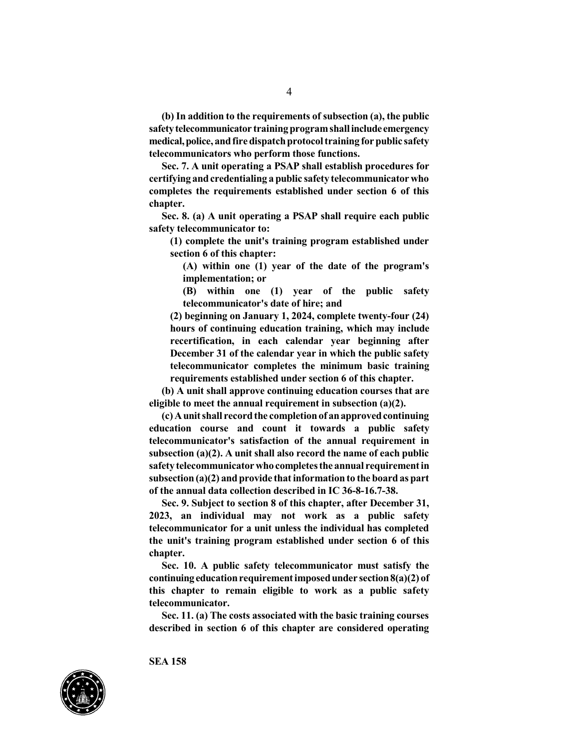**(b) In addition to the requirements of subsection (a), the public safety telecommunicator training program shall include emergency medical, police, and fire dispatch protocol training for public safety telecommunicators who perform those functions.**

**Sec. 7. A unit operating a PSAP shall establish procedures for certifying and credentialing a public safety telecommunicator who completes the requirements established under section 6 of this chapter.**

**Sec. 8. (a) A unit operating a PSAP shall require each public safety telecommunicator to:**

> **(1) complete the unit's training program established under section 6 of this chapter:**
>
> > **(A) within one (1) year of the date of the program's implementation; or**
> >
> > **(B) within one (1) year of the public safety telecommunicator's date of hire; and**
>
> **(2) beginning on January 1, 2024, complete twenty-four (24) hours of continuing education training, which may include recertification, in each calendar year beginning after December 31 of the calendar year in which the public safety telecommunicator completes the minimum basic training requirements established under section 6 of this chapter.**

**(b) A unit shall approve continuing education courses that are eligible to meet the annual requirement in subsection (a)(2).**

**(c) A unit shall record the completion of an approved continuing education course and count it towards a public safety telecommunicator's satisfaction of the annual requirement in subsection (a)(2). A unit shall also record the name of each public safety telecommunicator who completes the annual requirement in subsection (a)(2) and provide that information to the board as part of the annual data collection described in IC 36-8-16.7-38.**

**Sec. 9. Subject to section 8 of this chapter, after December 31, 2023, an individual may not work as a public safety telecommunicator for a unit unless the individual has completed the unit's training program established under section 6 of this chapter.**

**Sec. 10. A public safety telecommunicator must satisfy the continuing education requirement imposed under section 8(a)(2) of this chapter to remain eligible to work as a public safety telecommunicator.**

**Sec. 11. (a) The costs associated with the basic training courses described in section 6 of this chapter are considered operating**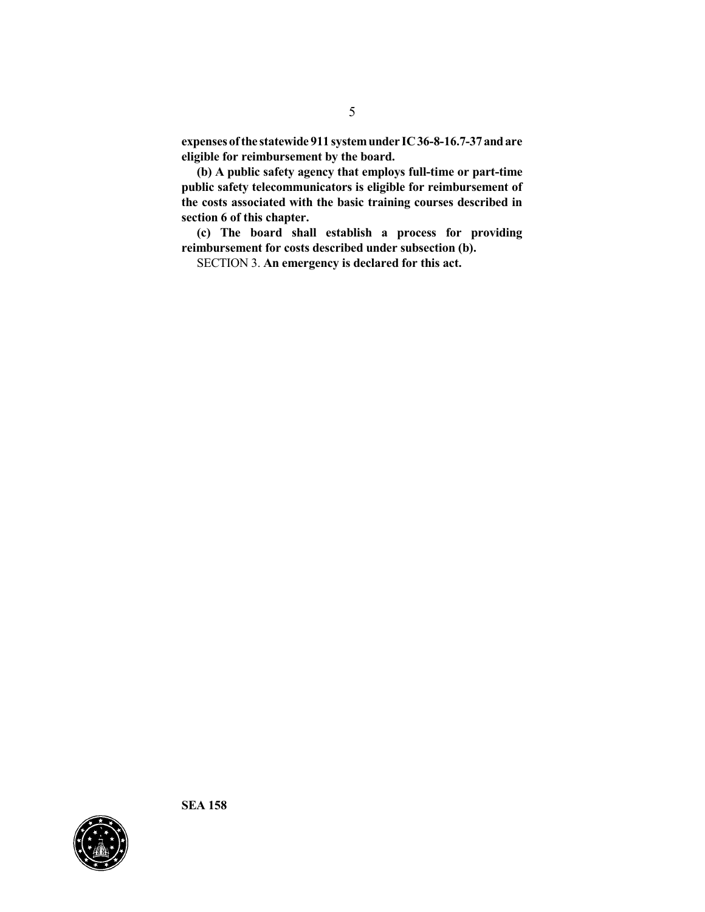**expenses of the statewide 911 system under IC 36-8-16.7-37 and are eligible for reimbursement by the board.**

**(b) A public safety agency that employs full-time or part-time public safety telecommunicators is eligible for reimbursement of the costs associated with the basic training courses described in section 6 of this chapter.**

**(c) The board shall establish a process for providing reimbursement for costs described under subsection (b).**

SECTION 3. **An emergency is declared for this act.**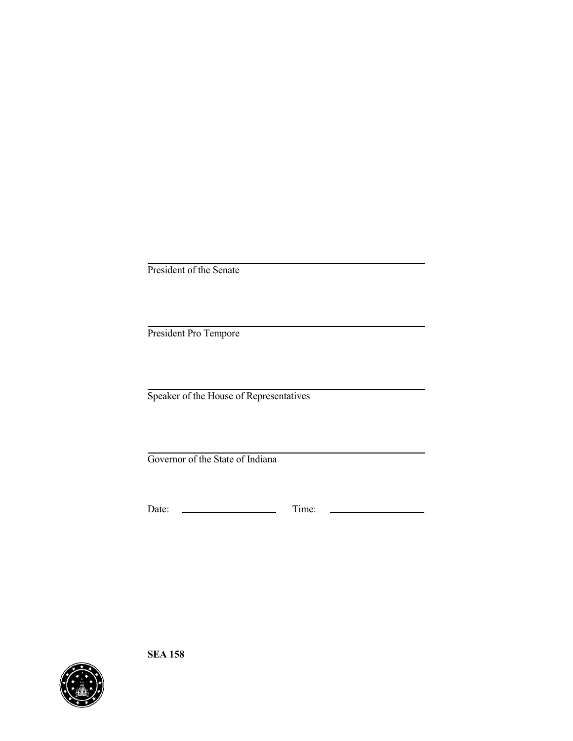\_\_\_\_\_\_\_\_\_\_\_\_\_\_\_\_\_\_\_\_\_\_\_\_\_\_\_\_\_\_\_\_\_\_\_\_\_\_\_\_\_\_\_\_\_\_\_\_

President of the Senate

\_\_\_\_\_\_\_\_\_\_\_\_\_\_\_\_\_\_\_\_\_\_\_\_\_\_\_\_\_\_\_\_\_\_\_\_\_\_\_\_\_\_\_\_\_\_\_\_

President Pro Tempore

\_\_\_\_\_\_\_\_\_\_\_\_\_\_\_\_\_\_\_\_\_\_\_\_\_\_\_\_\_\_\_\_\_\_\_\_\_\_\_\_\_\_\_\_\_\_\_\_

Speaker of the House of Representatives

\_\_\_\_\_\_\_\_\_\_\_\_\_\_\_\_\_\_\_\_\_\_\_\_\_\_\_\_\_\_\_\_\_\_\_\_\_\_\_\_\_\_\_\_\_\_\_\_

Governor of the State of Indiana

Date: \_\_\_\_\_\_\_\_\_\_\_\_\_\_\_\_\_\_\_\_ Time: \_\_\_\_\_\_\_\_\_\_\_\_\_\_\_\_\_\_\_\_

**SEA 158**